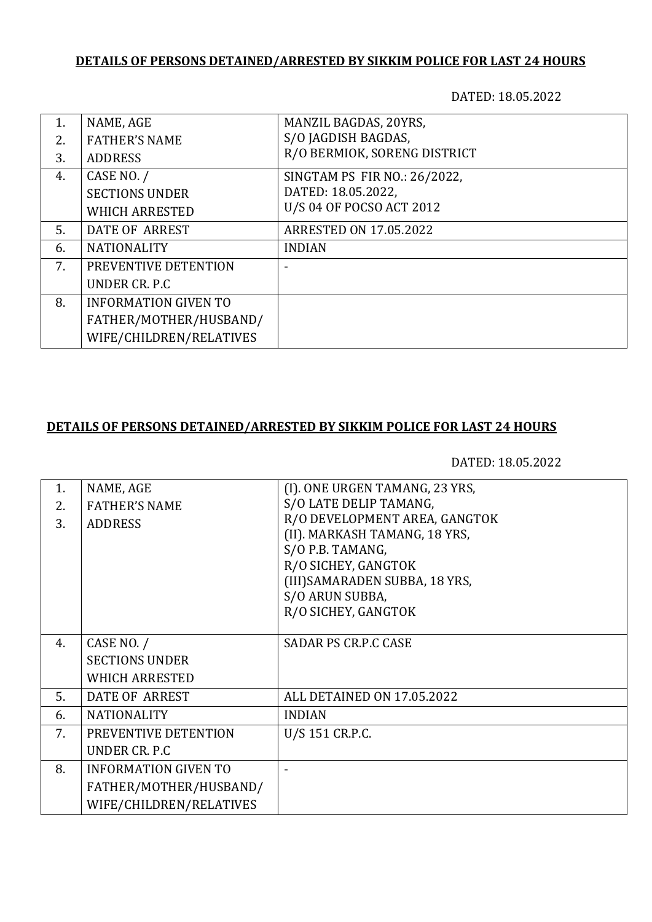**DETAILS OF PERSONS DETAINED/ARRESTED BY SIKKIM POLICE FOR LAST 24 HOURS**

DATED: 18.05.2022

| | | |
|---|---|---|
| 1.<br>2.<br>3. | NAME, AGE<br>FATHER'S NAME<br>ADDRESS | MANZIL BAGDAS, 20YRS,<br>S/O JAGDISH BAGDAS,<br>R/O BERMIOK, SORENG DISTRICT |
| 4. | CASE NO. /<br>SECTIONS UNDER<br>WHICH ARRESTED | SINGTAM PS FIR NO.: 26/2022,<br>DATED: 18.05.2022,<br>U/S 04 OF POCSO ACT 2012 |
| 5. | DATE OF ARREST | ARRESTED ON 17.05.2022 |
| 6. | NATIONALITY | INDIAN |
| 7. | PREVENTIVE DETENTION<br>UNDER CR. P.C | - |
| 8. | INFORMATION GIVEN TO<br>FATHER/MOTHER/HUSBAND/<br>WIFE/CHILDREN/RELATIVES | |

**DETAILS OF PERSONS DETAINED/ARRESTED BY SIKKIM POLICE FOR LAST 24 HOURS**

DATED: 18.05.2022

| | | |
|---|---|---|
| 1.<br>2.<br>3. | NAME, AGE<br>FATHER'S NAME<br>ADDRESS | (I). ONE URGEN TAMANG, 23 YRS,<br>S/O LATE DELIP TAMANG,<br>R/O DEVELOPMENT AREA, GANGTOK<br>(II). MARKASH TAMANG, 18 YRS,<br>S/O P.B. TAMANG,<br>R/O SICHEY, GANGTOK<br>(III)SAMARADEN SUBBA, 18 YRS,<br>S/O ARUN SUBBA,<br>R/O SICHEY, GANGTOK |
| 4. | CASE NO. /<br>SECTIONS UNDER<br>WHICH ARRESTED | SADAR PS CR.P.C CASE |
| 5. | DATE OF ARREST | ALL DETAINED ON 17.05.2022 |
| 6. | NATIONALITY | INDIAN |
| 7. | PREVENTIVE DETENTION<br>UNDER CR. P.C | U/S 151 CR.P.C. |
| 8. | INFORMATION GIVEN TO<br>FATHER/MOTHER/HUSBAND/<br>WIFE/CHILDREN/RELATIVES | - |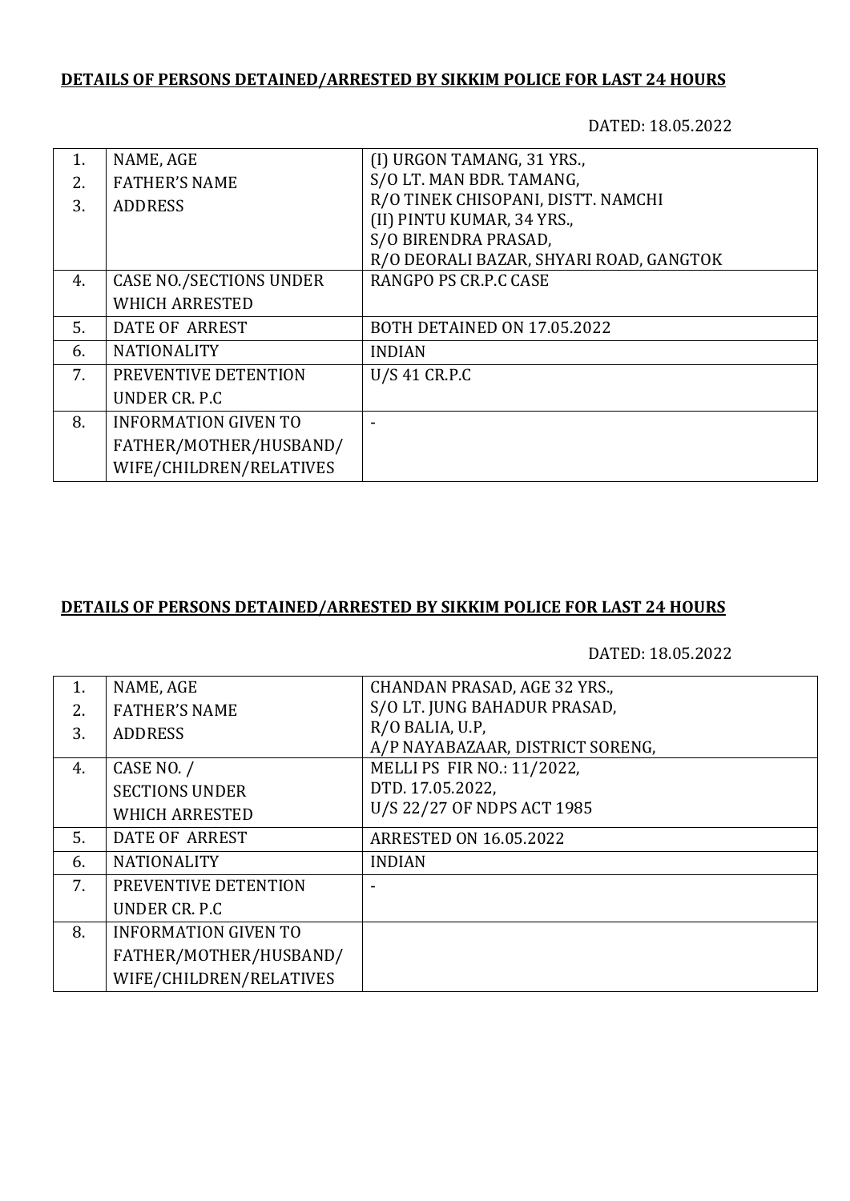**DETAILS OF PERSONS DETAINED/ARRESTED BY SIKKIM POLICE FOR LAST 24 HOURS**

DATED: 18.05.2022

| | | |
|---|---|---|
| 1.<br>2.<br>3. | NAME, AGE<br>FATHER'S NAME<br>ADDRESS | (I) URGON TAMANG, 31 YRS.,<br>S/O LT. MAN BDR. TAMANG,<br>R/O TINEK CHISOPANI, DISTT. NAMCHI<br>(II) PINTU KUMAR, 34 YRS.,<br>S/O BIRENDRA PRASAD,<br>R/O DEORALI BAZAR, SHYARI ROAD, GANGTOK |
| 4. | CASE NO./SECTIONS UNDER WHICH ARRESTED | RANGPO PS CR.P.C CASE |
| 5. | DATE OF ARREST | BOTH DETAINED ON 17.05.2022 |
| 6. | NATIONALITY | INDIAN |
| 7. | PREVENTIVE DETENTION UNDER CR. P.C | U/S 41 CR.P.C |
| 8. | INFORMATION GIVEN TO FATHER/MOTHER/HUSBAND/ WIFE/CHILDREN/RELATIVES | - |

**DETAILS OF PERSONS DETAINED/ARRESTED BY SIKKIM POLICE FOR LAST 24 HOURS**

DATED: 18.05.2022

| | | |
|---|---|---|
| 1.<br>2.<br>3. | NAME, AGE<br>FATHER'S NAME<br>ADDRESS | CHANDAN PRASAD, AGE 32 YRS.,<br>S/O LT. JUNG BAHADUR PRASAD,<br>R/O BALIA, U.P,<br>A/P NAYABAZAAR, DISTRICT SORENG, |
| 4. | CASE NO. /<br>SECTIONS UNDER<br>WHICH ARRESTED | MELLI PS FIR NO.: 11/2022,<br>DTD. 17.05.2022,<br>U/S 22/27 OF NDPS ACT 1985 |
| 5. | DATE OF ARREST | ARRESTED ON 16.05.2022 |
| 6. | NATIONALITY | INDIAN |
| 7. | PREVENTIVE DETENTION UNDER CR. P.C | - |
| 8. | INFORMATION GIVEN TO FATHER/MOTHER/HUSBAND/ WIFE/CHILDREN/RELATIVES | |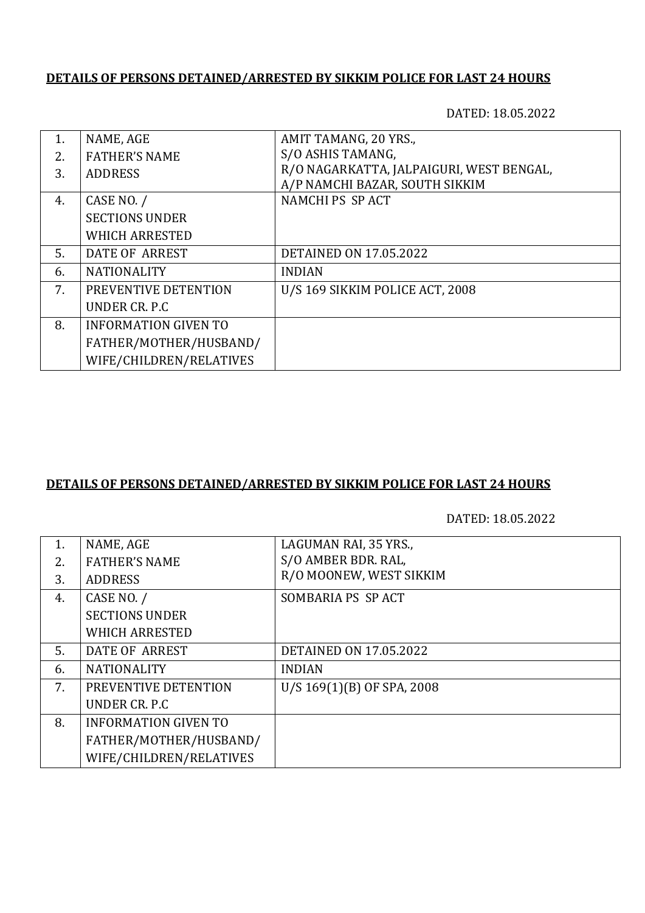**DETAILS OF PERSONS DETAINED/ARRESTED BY SIKKIM POLICE FOR LAST 24 HOURS**

DATED: 18.05.2022

| | | |
|---|---|---|
| 1.<br>2.<br>3. | NAME, AGE<br>FATHER'S NAME<br>ADDRESS | AMIT TAMANG, 20 YRS.,<br>S/O ASHIS TAMANG,<br>R/O NAGARKATTA, JALPAIGURI, WEST BENGAL,<br>A/P NAMCHI BAZAR, SOUTH SIKKIM |
| 4. | CASE NO. /<br>SECTIONS UNDER<br>WHICH ARRESTED | NAMCHI PS SP ACT |
| 5. | DATE OF ARREST | DETAINED ON 17.05.2022 |
| 6. | NATIONALITY | INDIAN |
| 7. | PREVENTIVE DETENTION<br>UNDER CR. P.C | U/S 169 SIKKIM POLICE ACT, 2008 |
| 8. | INFORMATION GIVEN TO<br>FATHER/MOTHER/HUSBAND/<br>WIFE/CHILDREN/RELATIVES | |

**DETAILS OF PERSONS DETAINED/ARRESTED BY SIKKIM POLICE FOR LAST 24 HOURS**

DATED: 18.05.2022

| | | |
|---|---|---|
| 1.<br>2.<br>3. | NAME, AGE<br>FATHER'S NAME<br>ADDRESS | LAGUMAN RAI, 35 YRS.,<br>S/O AMBER BDR. RAL,<br>R/O MOONEW, WEST SIKKIM |
| 4. | CASE NO. /<br>SECTIONS UNDER<br>WHICH ARRESTED | SOMBARIA PS SP ACT |
| 5. | DATE OF ARREST | DETAINED ON 17.05.2022 |
| 6. | NATIONALITY | INDIAN |
| 7. | PREVENTIVE DETENTION<br>UNDER CR. P.C | U/S 169(1)(B) OF SPA, 2008 |
| 8. | INFORMATION GIVEN TO<br>FATHER/MOTHER/HUSBAND/<br>WIFE/CHILDREN/RELATIVES | |